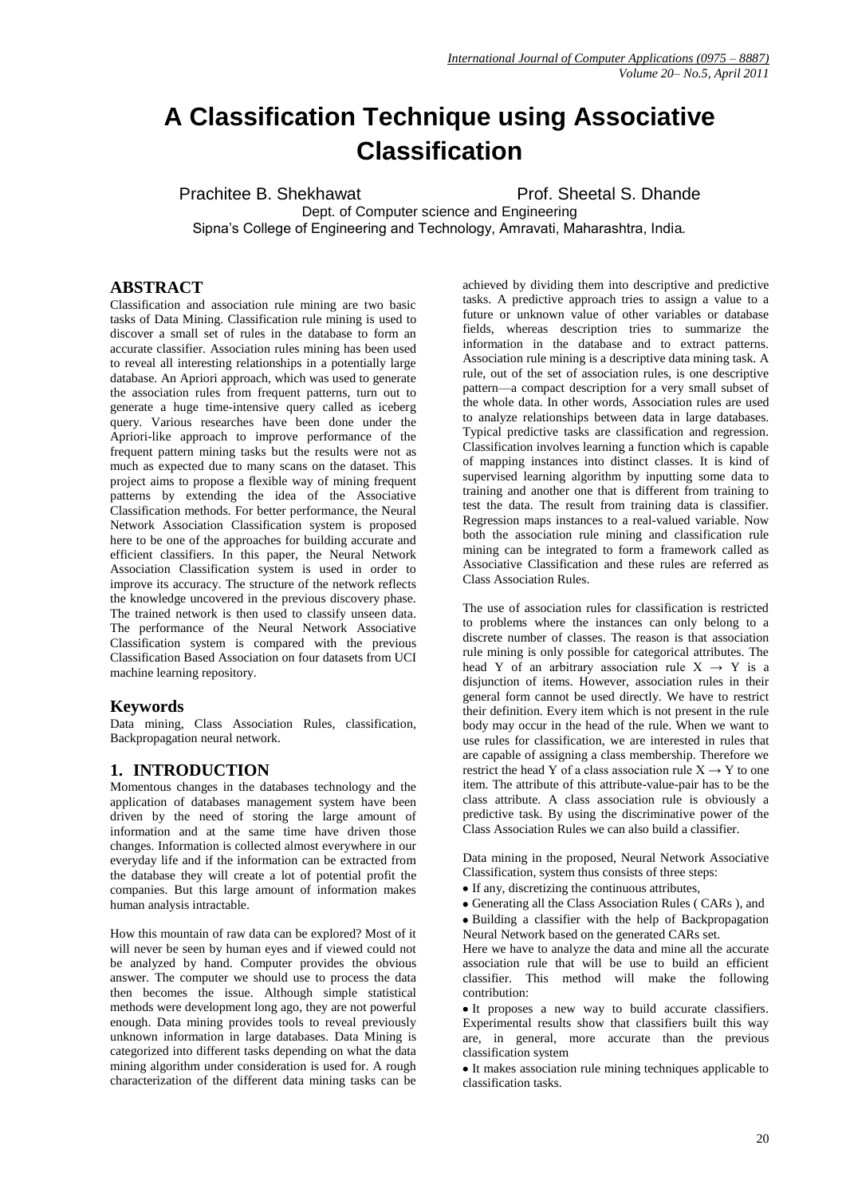# A Classification Technique using Associative Classification

Prachitee B. Shekhawat  Prof. Sheetal S. Dhande

Dept. of Computer science and Engineering

Sipna's College of Engineering and Technology, Amravati, Maharashtra, India.

## ABSTRACT

Classification and association rule mining are two basic tasks of Data Mining. Classification rule mining is used to discover a small set of rules in the database to form an accurate classifier. Association rules mining has been used to reveal all interesting relationships in a potentially large database. An Apriori approach, which was used to generate the association rules from frequent patterns, turn out to generate a huge time-intensive query called as iceberg query. Various researches have been done under the Apriori-like approach to improve performance of the frequent pattern mining tasks but the results were not as much as expected due to many scans on the dataset. This project aims to propose a flexible way of mining frequent patterns by extending the idea of the Associative Classification methods. For better performance, the Neural Network Association Classification system is proposed here to be one of the approaches for building accurate and efficient classifiers. In this paper, the Neural Network Association Classification system is used in order to improve its accuracy. The structure of the network reflects the knowledge uncovered in the previous discovery phase. The trained network is then used to classify unseen data. The performance of the Neural Network Associative Classification system is compared with the previous Classification Based Association on four datasets from UCI machine learning repository.

## Keywords

Data mining, Class Association Rules, classification, Backpropagation neural network.

## 1. INTRODUCTION

Momentous changes in the databases technology and the application of databases management system have been driven by the need of storing the large amount of information and at the same time have driven those changes. Information is collected almost everywhere in our everyday life and if the information can be extracted from the database they will create a lot of potential profit the companies. But this large amount of information makes human analysis intractable.

How this mountain of raw data can be explored? Most of it will never be seen by human eyes and if viewed could not be analyzed by hand. Computer provides the obvious answer. The computer we should use to process the data then becomes the issue. Although simple statistical methods were development long ago, they are not powerful enough. Data mining provides tools to reveal previously unknown information in large databases. Data Mining is categorized into different tasks depending on what the data mining algorithm under consideration is used for. A rough characterization of the different data mining tasks can be achieved by dividing them into descriptive and predictive tasks. A predictive approach tries to assign a value to a future or unknown value of other variables or database fields, whereas description tries to summarize the information in the database and to extract patterns. Association rule mining is a descriptive data mining task. A rule, out of the set of association rules, is one descriptive pattern—a compact description for a very small subset of the whole data. In other words, Association rules are used to analyze relationships between data in large databases. Typical predictive tasks are classification and regression. Classification involves learning a function which is capable of mapping instances into distinct classes. It is kind of supervised learning algorithm by inputting some data to training and another one that is different from training to test the data. The result from training data is classifier. Regression maps instances to a real-valued variable. Now both the association rule mining and classification rule mining can be integrated to form a framework called as Associative Classification and these rules are referred as Class Association Rules.

The use of association rules for classification is restricted to problems where the instances can only belong to a discrete number of classes. The reason is that association rule mining is only possible for categorical attributes. The head Y of an arbitrary association rule $X \rightarrow Y$ is a disjunction of items. However, association rules in their general form cannot be used directly. We have to restrict their definition. Every item which is not present in the rule body may occur in the head of the rule. When we want to use rules for classification, we are interested in rules that are capable of assigning a class membership. Therefore we restrict the head Y of a class association rule $X \rightarrow Y$ to one item. The attribute of this attribute-value-pair has to be the class attribute. A class association rule is obviously a predictive task. By using the discriminative power of the Class Association Rules we can also build a classifier.

Data mining in the proposed, Neural Network Associative Classification, system thus consists of three steps:

- If any, discretizing the continuous attributes,
- Generating all the Class Association Rules ( CARs ), and
- Building a classifier with the help of Backpropagation Neural Network based on the generated CARs set.

Here we have to analyze the data and mine all the accurate association rule that will be use to build an efficient classifier. This method will make the following contribution:

- It proposes a new way to build accurate classifiers. Experimental results show that classifiers built this way are, in general, more accurate than the previous classification system
- It makes association rule mining techniques applicable to classification tasks.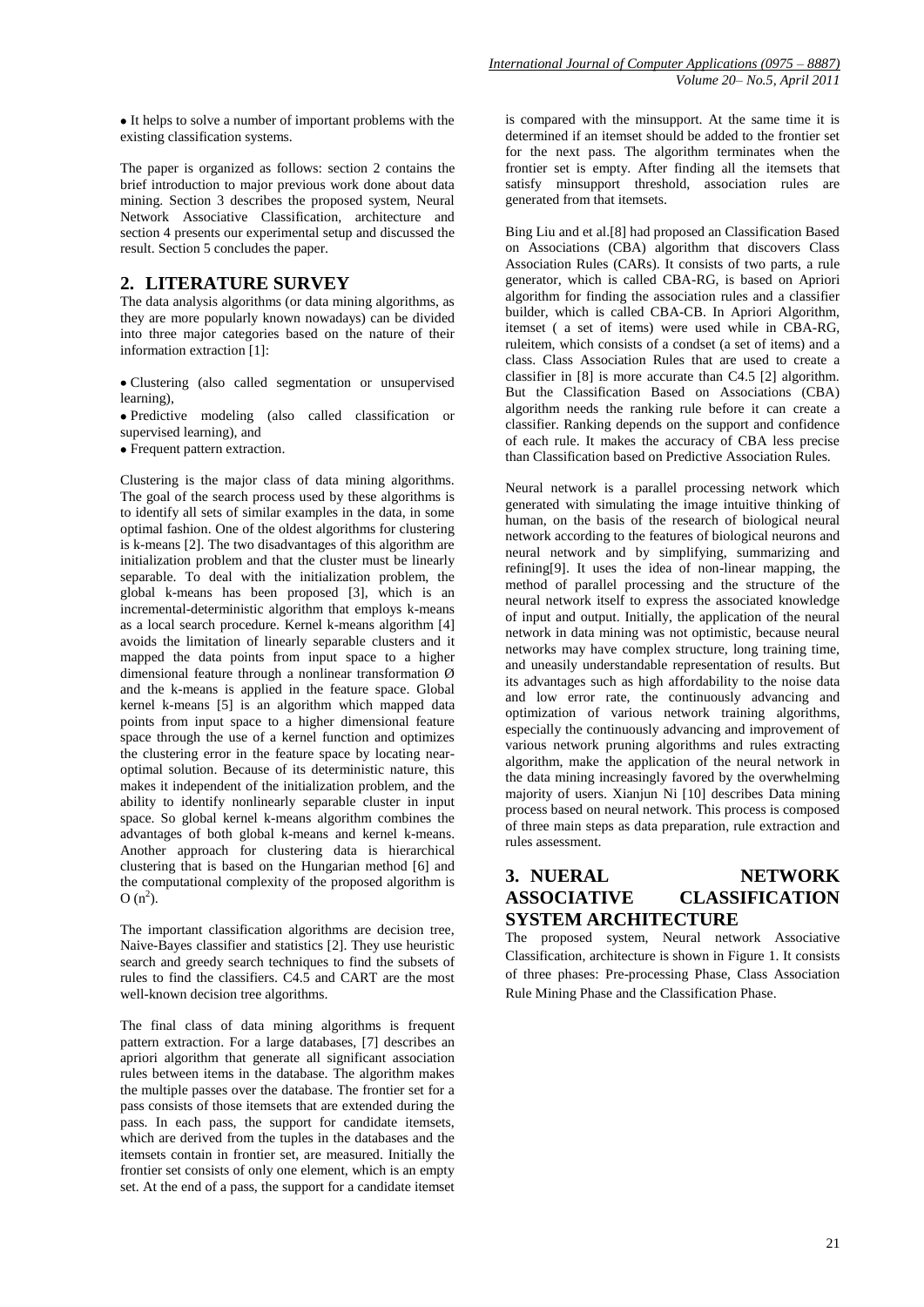- It helps to solve a number of important problems with the existing classification systems.

The paper is organized as follows: section 2 contains the brief introduction to major previous work done about data mining. Section 3 describes the proposed system, Neural Network Associative Classification, architecture and section 4 presents our experimental setup and discussed the result. Section 5 concludes the paper.

## 2. LITERATURE SURVEY

The data analysis algorithms (or data mining algorithms, as they are more popularly known nowadays) can be divided into three major categories based on the nature of their information extraction [1]:

- Clustering (also called segmentation or unsupervised learning),
- Predictive modeling (also called classification or supervised learning), and
- Frequent pattern extraction.

Clustering is the major class of data mining algorithms. The goal of the search process used by these algorithms is to identify all sets of similar examples in the data, in some optimal fashion. One of the oldest algorithms for clustering is k-means [2]. The two disadvantages of this algorithm are initialization problem and that the cluster must be linearly separable. To deal with the initialization problem, the global k-means has been proposed [3], which is an incremental-deterministic algorithm that employs k-means as a local search procedure. Kernel k-means algorithm [4] avoids the limitation of linearly separable clusters and it mapped the data points from input space to a higher dimensional feature through a nonlinear transformation Ø and the k-means is applied in the feature space. Global kernel k-means [5] is an algorithm which mapped data points from input space to a higher dimensional feature space through the use of a kernel function and optimizes the clustering error in the feature space by locating near-optimal solution. Because of its deterministic nature, this makes it independent of the initialization problem, and the ability to identify nonlinearly separable cluster in input space. So global kernel k-means algorithm combines the advantages of both global k-means and kernel k-means. Another approach for clustering data is hierarchical clustering that is based on the Hungarian method [6] and the computational complexity of the proposed algorithm is $O(n^2)$.

The important classification algorithms are decision tree, Naive-Bayes classifier and statistics [2]. They use heuristic search and greedy search techniques to find the subsets of rules to find the classifiers. C4.5 and CART are the most well-known decision tree algorithms.

The final class of data mining algorithms is frequent pattern extraction. For a large databases, [7] describes an apriori algorithm that generate all significant association rules between items in the database. The algorithm makes the multiple passes over the database. The frontier set for a pass consists of those itemsets that are extended during the pass. In each pass, the support for candidate itemsets, which are derived from the tuples in the databases and the itemsets contain in frontier set, are measured. Initially the frontier set consists of only one element, which is an empty set. At the end of a pass, the support for a candidate itemset is compared with the minsupport. At the same time it is determined if an itemset should be added to the frontier set for the next pass. The algorithm terminates when the frontier set is empty. After finding all the itemsets that satisfy minsupport threshold, association rules are generated from that itemsets.

Bing Liu and et al.[8] had proposed an Classification Based on Associations (CBA) algorithm that discovers Class Association Rules (CARs). It consists of two parts, a rule generator, which is called CBA-RG, is based on Apriori algorithm for finding the association rules and a classifier builder, which is called CBA-CB. In Apriori Algorithm, itemset ( a set of items) were used while in CBA-RG, ruleitem, which consists of a condset (a set of items) and a class. Class Association Rules that are used to create a classifier in [8] is more accurate than C4.5 [2] algorithm. But the Classification Based on Associations (CBA) algorithm needs the ranking rule before it can create a classifier. Ranking depends on the support and confidence of each rule. It makes the accuracy of CBA less precise than Classification based on Predictive Association Rules.

Neural network is a parallel processing network which generated with simulating the image intuitive thinking of human, on the basis of the research of biological neural network according to the features of biological neurons and neural network and by simplifying, summarizing and refining[9]. It uses the idea of non-linear mapping, the method of parallel processing and the structure of the neural network itself to express the associated knowledge of input and output. Initially, the application of the neural network in data mining was not optimistic, because neural networks may have complex structure, long training time, and uneasily understandable representation of results. But its advantages such as high affordability to the noise data and low error rate, the continuously advancing and optimization of various network training algorithms, especially the continuously advancing and improvement of various network pruning algorithms and rules extracting algorithm, make the application of the neural network in the data mining increasingly favored by the overwhelming majority of users. Xianjun Ni [10] describes Data mining process based on neural network. This process is composed of three main steps as data preparation, rule extraction and rules assessment.

## 3. NUERAL NETWORK ASSOCIATIVE CLASSIFICATION SYSTEM ARCHITECTURE

The proposed system, Neural network Associative Classification, architecture is shown in Figure 1. It consists of three phases: Pre-processing Phase, Class Association Rule Mining Phase and the Classification Phase.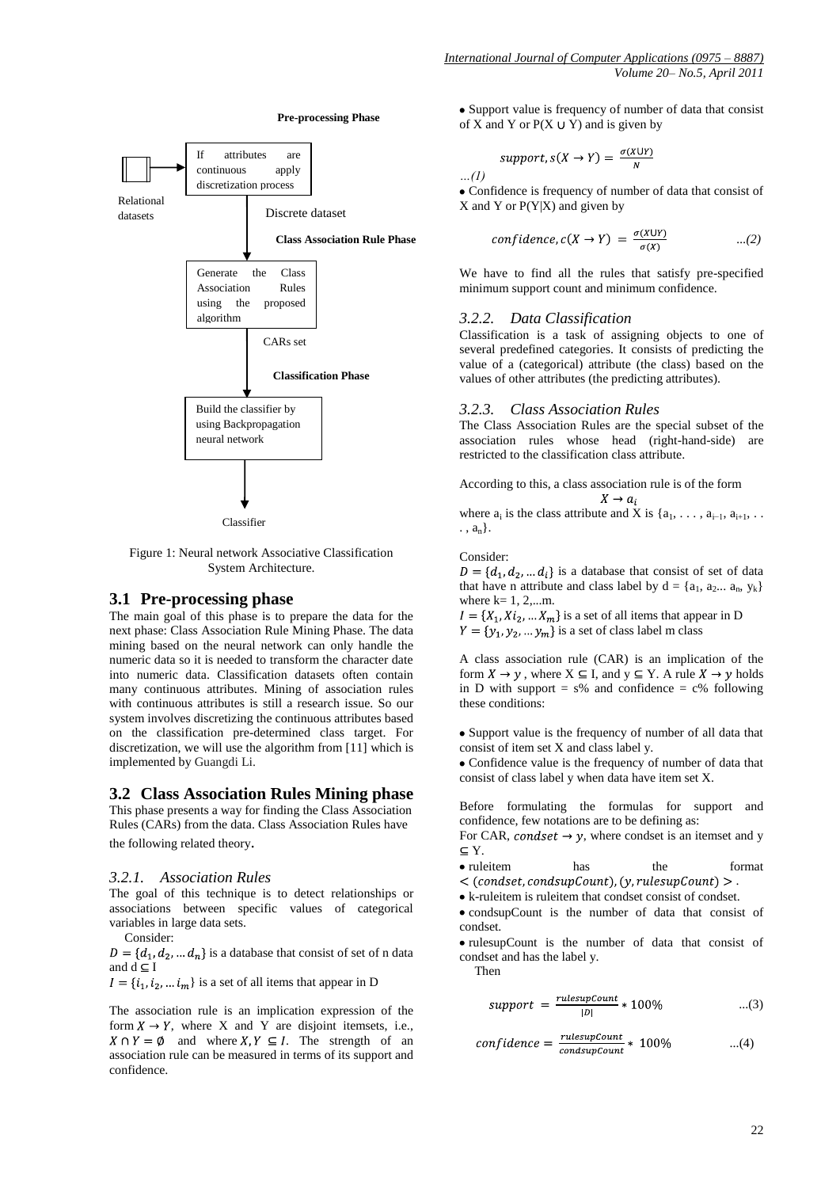**Pre-processing Phase**

Relational datasets

If attributes are continuous apply discretization process

Discrete dataset

**Class Association Rule Phase**

Generate the Class Association Rules using the proposed algorithm

CARs set

**Classification Phase**

Build the classifier by using Backpropagation neural network

Classifier

Figure 1: Neural network Associative Classification System Architecture.

## 3.1 Pre-processing phase

The main goal of this phase is to prepare the data for the next phase: Class Association Rule Mining Phase. The data mining based on the neural network can only handle the numeric data so it is needed to transform the character date into numeric data. Classification datasets often contain many continuous attributes. Mining of association rules with continuous attributes is still a research issue. So our system involves discretizing the continuous attributes based on the classification pre-determined class target. For discretization, we will use the algorithm from [11] which is implemented by Guangdi Li.

## 3.2 Class Association Rules Mining phase

This phase presents a way for finding the Class Association Rules (CARs) from the data. Class Association Rules have the following related theory.

### *3.2.1. Association Rules*

The goal of this technique is to detect relationships or associations between specific values of categorical variables in large data sets.

Consider:

$D = \{d_1, d_2, \dots d_n\}$ is a database that consist of set of n data and $d \subseteq I$

$I = \{i_1, i_2, \dots i_m\}$ is a set of all items that appear in D

The association rule is an implication expression of the form $X \rightarrow Y$, where X and Y are disjoint itemsets, i.e., $X \cap Y = \emptyset$ and where $X, Y \subseteq I$. The strength of an association rule can be measured in terms of its support and confidence.

- Support value is frequency of number of data that consist of X and Y or P(X ∪ Y) and is given by

$$support, s(X \rightarrow Y) = \frac{\sigma(X \cup Y)}{N}$$

*…(1)*

- Confidence is frequency of number of data that consist of X and Y or P(Y|X) and given by

$$confidence, c(X \rightarrow Y) = \frac{\sigma(X \cup Y)}{\sigma(X)} \quad ...(2)$$

We have to find all the rules that satisfy pre-specified minimum support count and minimum confidence.

### *3.2.2. Data Classification*

Classification is a task of assigning objects to one of several predefined categories. It consists of predicting the value of a (categorical) attribute (the class) based on the values of other attributes (the predicting attributes).

### *3.2.3. Class Association Rules*

The Class Association Rules are the special subset of the association rules whose head (right-hand-side) are restricted to the classification class attribute.

According to this, a class association rule is of the form

$$X \rightarrow a_i$$

where $a_i$ is the class attribute and X is $\{a_1, \dots, a_{i-1}, a_{i+1}, \dots, a_n\}$.

Consider:

$D = \{d_1, d_2, \dots d_i\}$ is a database that consist of set of data that have n attribute and class label by $d = \{a_1, a_2 \dots a_n, y_k\}$ where k= 1, 2,...m.

$I = \{X_1, Xi_2, \dots X_m\}$ is a set of all items that appear in D

$Y = \{y_1, y_2, \dots y_m\}$ is a set of class label m class

A class association rule (CAR) is an implication of the form $X \rightarrow y$, where $X \subseteq I$, and $y \subseteq Y$. A rule $X \rightarrow y$ holds in D with support = s% and confidence = c% following these conditions:

- Support value is the frequency of number of all data that consist of item set X and class label y.
- Confidence value is the frequency of number of data that consist of class label y when data have item set X.

Before formulating the formulas for support and confidence, few notations are to be defining as:

For CAR, $condset \rightarrow y$, where condset is an itemset and $y \subseteq Y$.

- ruleitem has the format $< (condset, condsupCount), (y, rulesupCount) >$.
- k-ruleitem is ruleitem that condset consist of condset.
- condsupCount is the number of data that consist of condset.
- rulesupCount is the number of data that consist of condset and has the label y.

Then

$$support = \frac{rulesupCount}{|D|} * 100\% \quad ...(3)$$

$$confidence = \frac{rulesupCount}{condsupCount} * 100\% \quad ...(4)$$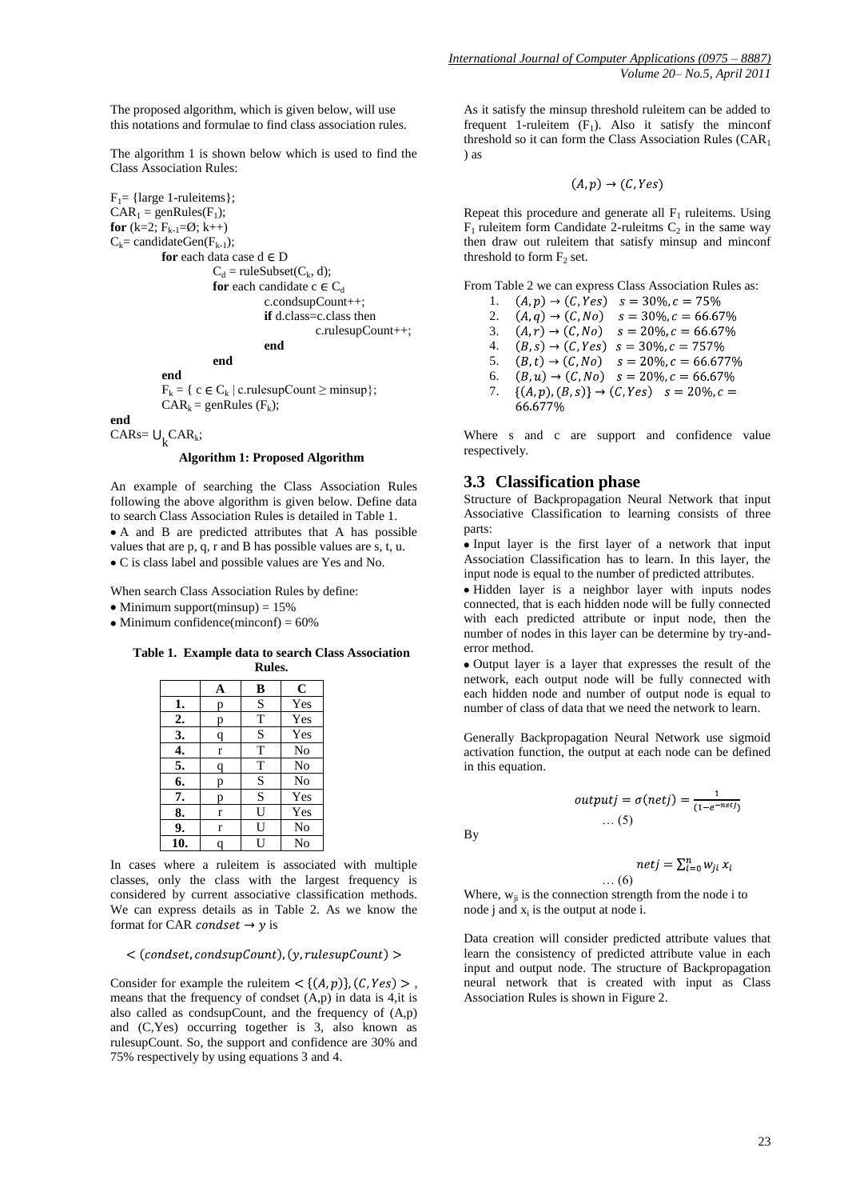The proposed algorithm, which is given below, will use this notations and formulae to find class association rules.

The algorithm 1 is shown below which is used to find the Class Association Rules:

```
F1= {large 1-ruleitems};
CAR1 = genRules(F1);
for (k=2; Fk-1=Ø; k++)
Ck= candidateGen(Fk-1);
        for each data case d ∈ D
                Cd = ruleSubset(Ck, d);
                for each candidate c ∈ Cd
                        c.condsupCount++;
                        if d.class=c.class then
                                c.rulesupCount++;
                        end
                end
        end
        Fk = { c ∈ Ck | c.rulesupCount ≥ minsup};
        CARk = genRules (Fk);
end
CARs= ∪k CARk;
```

**Algorithm 1: Proposed Algorithm**

An example of searching the Class Association Rules following the above algorithm is given below. Define data to search Class Association Rules is detailed in Table 1.

- A and B are predicted attributes that A has possible values that are p, q, r and B has possible values are s, t, u.
- C is class label and possible values are Yes and No.

When search Class Association Rules by define:

- Minimum support(minsup) = 15%
- Minimum confidence(minconf) = 60%

**Table 1. Example data to search Class Association Rules.**

| | A | B | C |
|---|---|---|---|
| **1.** | p | S | Yes |
| **2.** | p | T | Yes |
| **3.** | q | S | Yes |
| **4.** | r | T | No |
| **5.** | q | T | No |
| **6.** | p | S | No |
| **7.** | p | S | Yes |
| **8.** | r | U | Yes |
| **9.** | r | U | No |
| **10.** | q | U | No |

In cases where a ruleitem is associated with multiple classes, only the class with the largest frequency is considered by current associative classification methods. We can express details as in Table 2. As we know the format for CAR $condset \rightarrow y$ is

$$< (condset, condsupCount), (y, rulesupCount) >$$

Consider for example the ruleitem $< \{(A,p)\}, (C, Yes) >$, means that the frequency of condset (A,p) in data is 4,it is also called as condsupCount, and the frequency of (A,p) and (C,Yes) occurring together is 3, also known as rulesupCount. So, the support and confidence are 30% and 75% respectively by using equations 3 and 4.

As it satisfy the minsup threshold ruleitem can be added to frequent 1-ruleitem ($F_1$). Also it satisfy the minconf threshold so it can form the Class Association Rules ($CAR_1$) as

$$(A,p) \rightarrow (C, Yes)$$

Repeat this procedure and generate all $F_1$ ruleitems. Using $F_1$ ruleitem form Candidate 2-ruleitms $C_2$ in the same way then draw out ruleitem that satisfy minsup and minconf threshold to form $F_2$ set.

From Table 2 we can express Class Association Rules as:

1. $(A,p) \rightarrow (C, Yes) \quad s = 30\%, c = 75\%$
2. $(A,q) \rightarrow (C, No) \quad s = 30\%, c = 66.67\%$
3. $(A,r) \rightarrow (C, No) \quad s = 20\%, c = 66.67\%$
4. $(B,s) \rightarrow (C, Yes) \quad s = 30\%, c = 757\%$
5. $(B,t) \rightarrow (C, No) \quad s = 20\%, c = 66.677\%$
6. $(B,u) \rightarrow (C, No) \quad s = 20\%, c = 66.67\%$
7. $\{(A,p),(B,s)\} \rightarrow (C, Yes) \quad s = 20\%, c = 66.677\%$

Where s and c are support and confidence value respectively.

## 3.3 Classification phase

Structure of Backpropagation Neural Network that input Associative Classification to learning consists of three parts:

- Input layer is the first layer of a network that input Association Classification has to learn. In this layer, the input node is equal to the number of predicted attributes.
- Hidden layer is a neighbor layer with inputs nodes connected, that is each hidden node will be fully connected with each predicted attribute or input node, then the number of nodes in this layer can be determine by try-and-error method.
- Output layer is a layer that expresses the result of the network, each output node will be fully connected with each hidden node and number of output node is equal to number of class of data that we need the network to learn.

Generally Backpropagation Neural Network use sigmoid activation function, the output at each node can be defined in this equation.

$$outputj = \sigma(netj) = \frac{1}{(1-e^{-netj})} \quad \dots (5)$$

By

$$netj = \sum_{i=0}^{n} w_{ji}\, x_i \quad \dots (6)$$

Where, $w_{ji}$ is the connection strength from the node i to node j and $x_i$ is the output at node i.

Data creation will consider predicted attribute values that learn the consistency of predicted attribute value in each input and output node. The structure of Backpropagation neural network that is created with input as Class Association Rules is shown in Figure 2.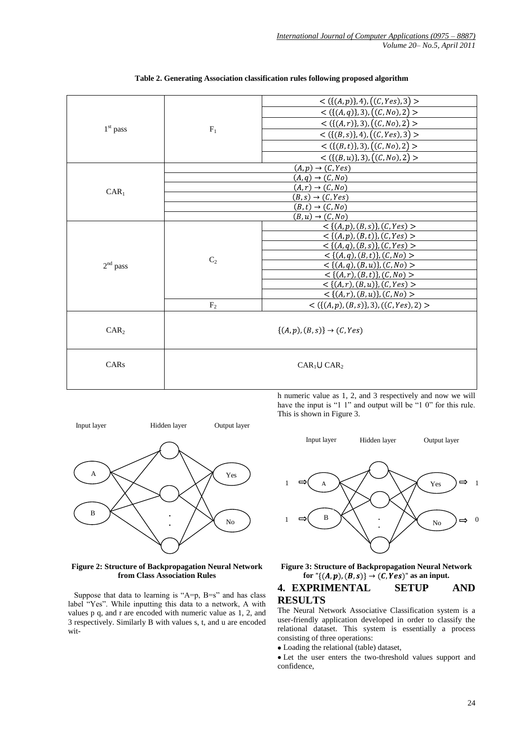**Table 2. Generating Association classification rules following proposed algorithm**

| | | |
|---|---|---|
| $1^{st}$ pass | $F_1$ | $<(\{(A,p)\},4),((C,Yes),3)>$ |
| | | $<(\{(A,q)\},3),((C,No),2)>$ |
| | | $<(\{(A,r)\},3),((C,No),2)>$ |
| | | $<(\{(B,s)\},4),((C,Yes),3)>$ |
| | | $<(\{(B,t)\},3),((C,No),2)>$ |
| | | $<(\{(B,u)\},3),((C,No),2)>$ |
| $CAR_1$ | $(A,p)\rightarrow(C,Yes)$ | |
| | $(A,q)\rightarrow(C,No)$ | |
| | $(A,r)\rightarrow(C,No)$ | |
| | $(B,s)\rightarrow(C,Yes)$ | |
| | $(B,t)\rightarrow(C,No)$ | |
| | $(B,u)\rightarrow(C,No)$ | |
| $2^{nd}$ pass | $C_2$ | $<\{(A,p),(B,s)\},(C,Yes)>$ |
| | | $<\{(A,p),(B,t)\},(C,Yes)>$ |
| | | $<\{(A,q),(B,s)\},(C,Yes)>$ |
| | | $<\{(A,q),(B,t)\},(C,No)>$ |
| | | $<\{(A,q),(B,u)\},(C,No)>$ |
| | | $<\{(A,r),(B,t)\},(C,No)>$ |
| | | $<\{(A,r),(B,u)\},(C,Yes)>$ |
| | | $<\{(A,r),(B,u)\},(C,No)>$ |
| | $F_2$ | $<(\{(A,p),(B,s)\},3),((C,Yes),2)>$ |
| $CAR_2$ | $\{(A,p),(B,s)\}\rightarrow(C,Yes)$ | |
| CARs | $CAR_1 \cup CAR_2$ | |

**Figure 2: Structure of Backpropagation Neural Network from Class Association Rules**

Suppose that data to learning is "A=p, B=s" and has class label "Yes". While inputting this data to a network, A with values p q, and r are encoded with numeric value as 1, 2, and 3 respectively. Similarly B with values s, t, and u are encoded with numeric value as 1, 2, and 3 respectively and now we will have the input is "1 1" and output will be "1 0" for this rule. This is shown in Figure 3.

**Figure 3: Structure of Backpropagation Neural Network for "$\{(A,p),(B,s)\}\rightarrow(C,Yes)$" as an input.**

## 4. EXPRIMENTAL SETUP AND RESULTS

The Neural Network Associative Classification system is a user-friendly application developed in order to classify the relational dataset. This system is essentially a process consisting of three operations:

- Loading the relational (table) dataset,
- Let the user enters the two-threshold values support and confidence,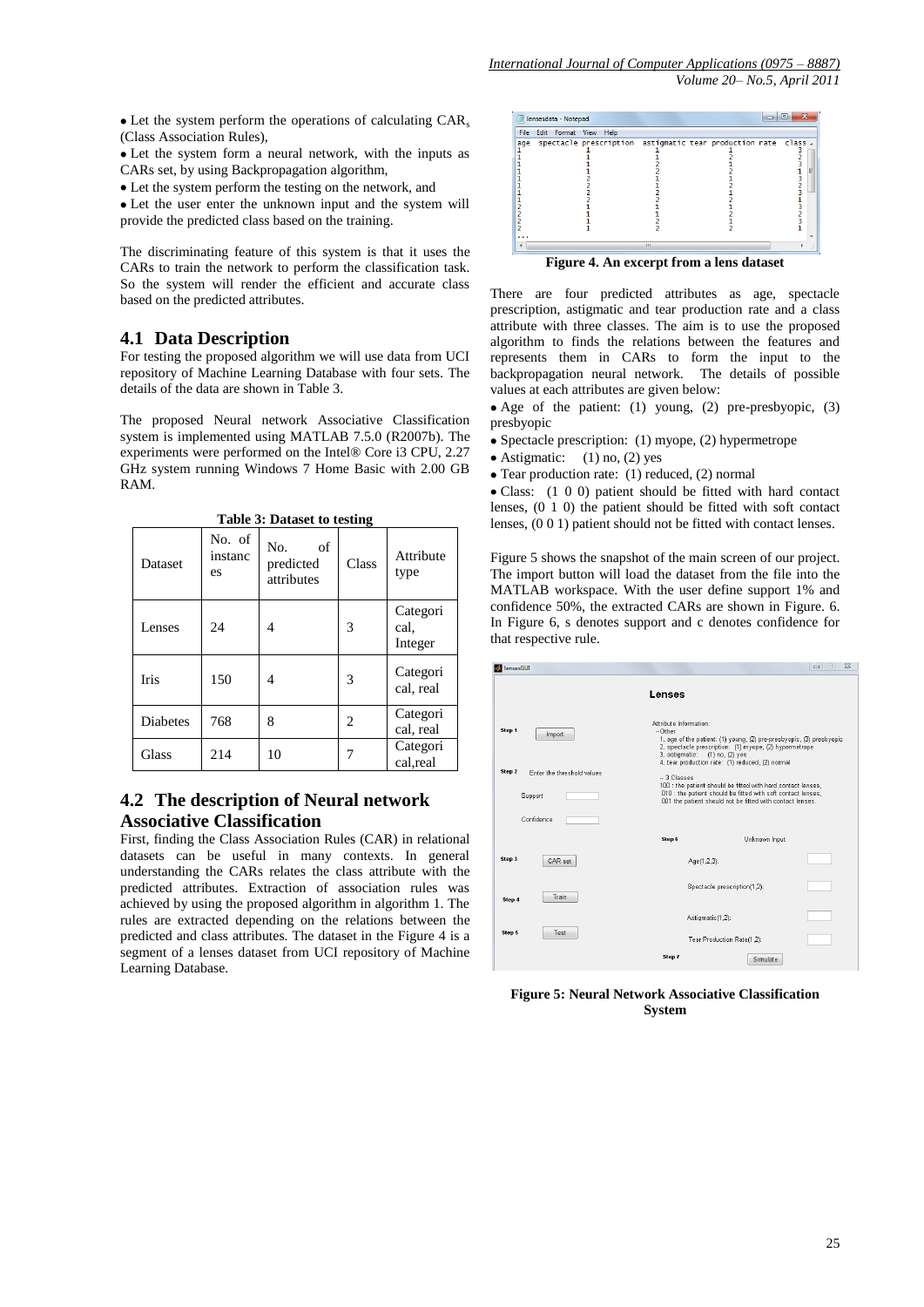- Let the system perform the operations of calculating $CAR_s$ (Class Association Rules),
- Let the system form a neural network, with the inputs as CARs set, by using Backpropagation algorithm,
- Let the system perform the testing on the network, and
- Let the user enter the unknown input and the system will provide the predicted class based on the training.

The discriminating feature of this system is that it uses the CARs to train the network to perform the classification task. So the system will render the efficient and accurate class based on the predicted attributes.

## 4.1 Data Description

For testing the proposed algorithm we will use data from UCI repository of Machine Learning Database with four sets. The details of the data are shown in Table 3.

The proposed Neural network Associative Classification system is implemented using MATLAB 7.5.0 (R2007b). The experiments were performed on the Intel® Core i3 CPU, 2.27 GHz system running Windows 7 Home Basic with 2.00 GB RAM.

**Table 3: Dataset to testing**

| Dataset | No. of instances | No. of predicted attributes | Class | Attribute type |
|---|---|---|---|---|
| Lenses | 24 | 4 | 3 | Categorical, Integer |
| Iris | 150 | 4 | 3 | Categorical, real |
| Diabetes | 768 | 8 | 2 | Categorical, real |
| Glass | 214 | 10 | 7 | Categorical,real |

## 4.2 The description of Neural network Associative Classification

First, finding the Class Association Rules (CAR) in relational datasets can be useful in many contexts. In general understanding the CARs relates the class attribute with the predicted attributes. Extraction of association rules was achieved by using the proposed algorithm in algorithm 1. The rules are extracted depending on the relations between the predicted and class attributes. The dataset in the Figure 4 is a segment of a lenses dataset from UCI repository of Machine Learning Database.

**Figure 4. An excerpt from a lens dataset**

There are four predicted attributes as age, spectacle prescription, astigmatic and tear production rate and a class attribute with three classes. The aim is to use the proposed algorithm to finds the relations between the features and represents them in CARs to form the input to the backpropagation neural network. The details of possible values at each attributes are given below:

- Age of the patient: (1) young, (2) pre-presbyopic, (3) presbyopic
- Spectacle prescription: (1) myope, (2) hypermetrope
- Astigmatic: (1) no, (2) yes
- Tear production rate: (1) reduced, (2) normal
- Class: (1 0 0) patient should be fitted with hard contact lenses, (0 1 0) the patient should be fitted with soft contact lenses, (0 0 1) patient should not be fitted with contact lenses.

Figure 5 shows the snapshot of the main screen of our project. The import button will load the dataset from the file into the MATLAB workspace. With the user define support 1% and confidence 50%, the extracted CARs are shown in Figure. 6. In Figure 6, s denotes support and c denotes confidence for that respective rule.

**Figure 5: Neural Network Associative Classification System**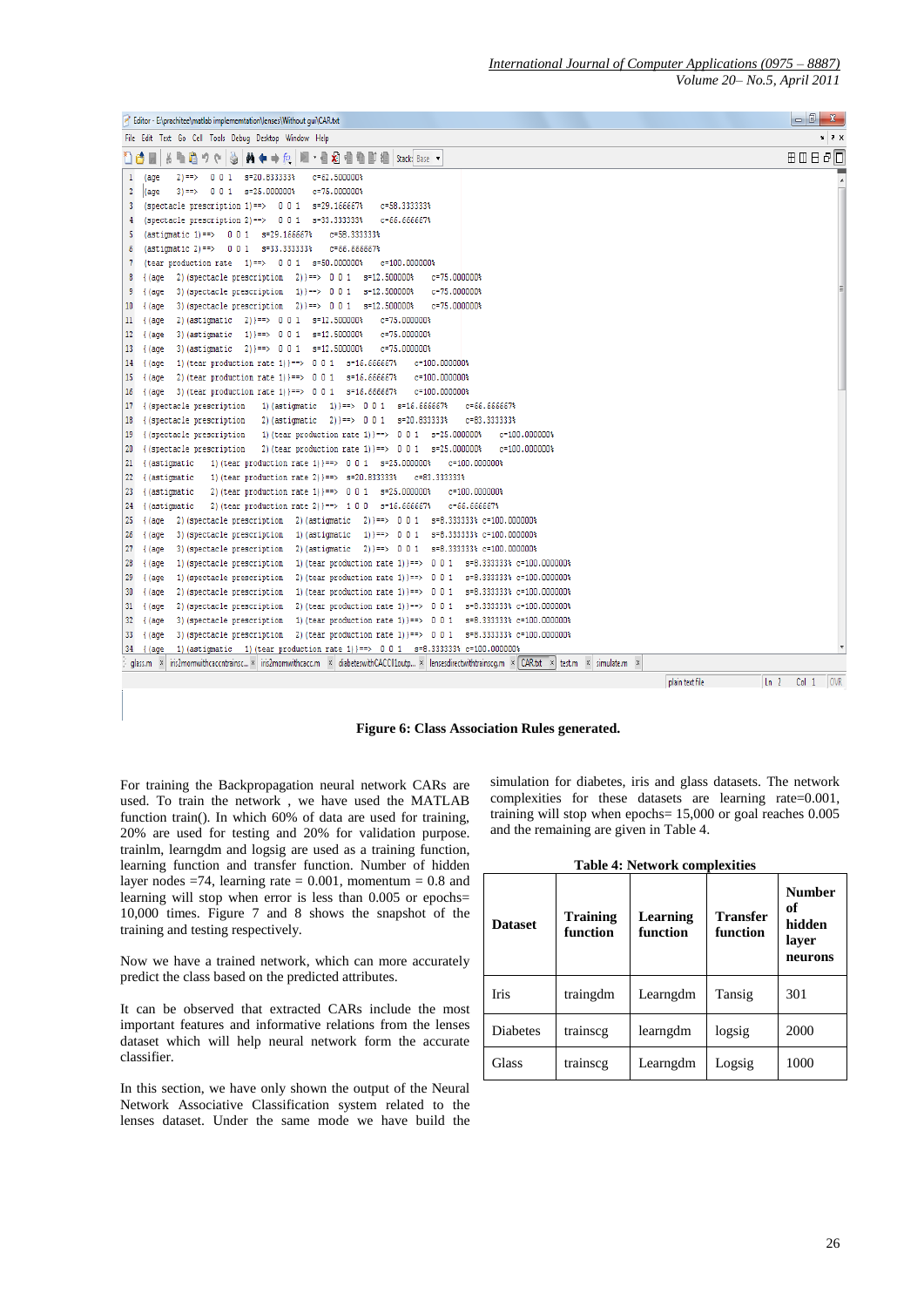**Figure 6: Class Association Rules generated.**

For training the Backpropagation neural network CARs are used. To train the network , we have used the MATLAB function train(). In which 60% of data are used for training, 20% are used for testing and 20% for validation purpose. trainlm, learngdm and logsig are used as a training function, learning function and transfer function. Number of hidden layer nodes =74, learning rate = 0.001, momentum = 0.8 and learning will stop when error is less than 0.005 or epochs= 10,000 times. Figure 7 and 8 shows the snapshot of the training and testing respectively.

Now we have a trained network, which can more accurately predict the class based on the predicted attributes.

It can be observed that extracted CARs include the most important features and informative relations from the lenses dataset which will help neural network form the accurate classifier.

In this section, we have only shown the output of the Neural Network Associative Classification system related to the lenses dataset. Under the same mode we have build the simulation for diabetes, iris and glass datasets. The network complexities for these datasets are learning rate=0.001, training will stop when epochs= 15,000 or goal reaches 0.005 and the remaining are given in Table 4.

**Table 4: Network complexities**

| Dataset | Training function | Learning function | Transfer function | Number of hidden layer neurons |
|---|---|---|---|---|
| Iris | traingdm | Learngdm | Tansig | 301 |
| Diabetes | trainscg | learngdm | logsig | 2000 |
| Glass | trainscg | Learngdm | Logsig | 1000 |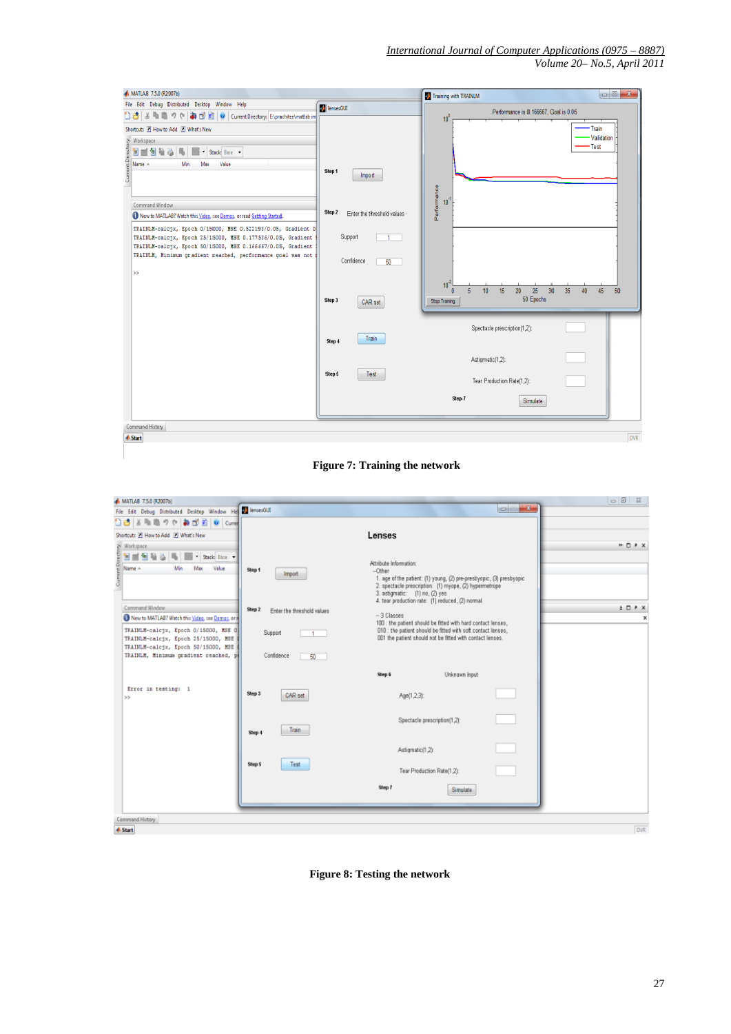Figure 7: Training the network

Figure 8: Testing the network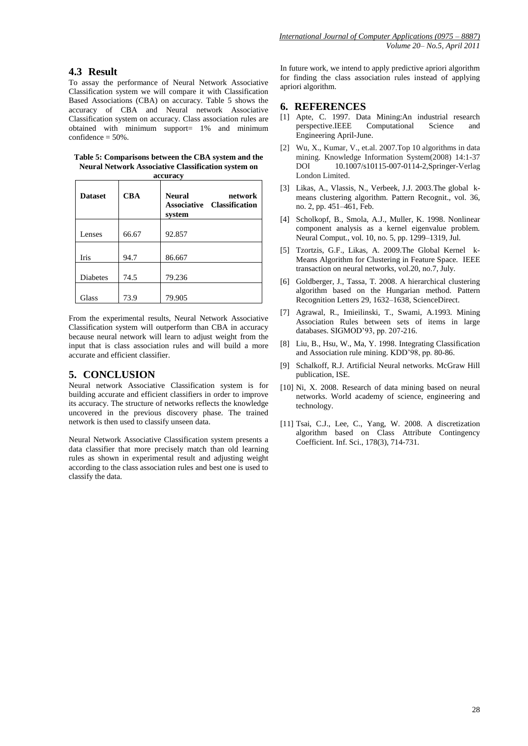## 4.3 Result

To assay the performance of Neural Network Associative Classification system we will compare it with Classification Based Associations (CBA) on accuracy. Table 5 shows the accuracy of CBA and Neural network Associative Classification system on accuracy. Class association rules are obtained with minimum support= 1% and minimum confidence = 50%.

**Table 5: Comparisons between the CBA system and the Neural Network Associative Classification system on accuracy**

| Dataset | CBA | Neural network Associative Classification system |
|---|---|---|
| Lenses | 66.67 | 92.857 |
| Iris | 94.7 | 86.667 |
| Diabetes | 74.5 | 79.236 |
| Glass | 73.9 | 79.905 |

From the experimental results, Neural Network Associative Classification system will outperform than CBA in accuracy because neural network will learn to adjust weight from the input that is class association rules and will build a more accurate and efficient classifier.

## 5. CONCLUSION

Neural network Associative Classification system is for building accurate and efficient classifiers in order to improve its accuracy. The structure of networks reflects the knowledge uncovered in the previous discovery phase. The trained network is then used to classify unseen data.

Neural Network Associative Classification system presents a data classifier that more precisely match than old learning rules as shown in experimental result and adjusting weight according to the class association rules and best one is used to classify the data.

In future work, we intend to apply predictive apriori algorithm for finding the class association rules instead of applying apriori algorithm.

## 6. REFERENCES

[1] Apte, C. 1997. Data Mining:An industrial research perspective.IEEE Computational Science and Engineering April-June.

[2] Wu, X., Kumar, V., et.al. 2007.Top 10 algorithms in data mining. Knowledge Information System(2008) 14:1-37 DOI 10.1007/s10115-007-0114-2,Springer-Verlag London Limited.

[3] Likas, A., Vlassis, N., Verbeek, J.J. 2003.The global k-means clustering algorithm. Pattern Recognit., vol. 36, no. 2, pp. 451–461, Feb.

[4] Scholkopf, B., Smola, A.J., Muller, K. 1998. Nonlinear component analysis as a kernel eigenvalue problem. Neural Comput., vol. 10, no. 5, pp. 1299–1319, Jul.

[5] Tzortzis, G.F., Likas, A. 2009.The Global Kernel k-Means Algorithm for Clustering in Feature Space. IEEE transaction on neural networks, vol.20, no.7, July.

[6] Goldberger, J., Tassa, T. 2008. A hierarchical clustering algorithm based on the Hungarian method. Pattern Recognition Letters 29, 1632–1638, ScienceDirect.

[7] Agrawal, R., Imieilinski, T., Swami, A.1993. Mining Association Rules between sets of items in large databases. SIGMOD'93, pp. 207-216.

[8] Liu, B., Hsu, W., Ma, Y. 1998. Integrating Classification and Association rule mining. KDD'98, pp. 80-86.

[9] Schalkoff, R.J. Artificial Neural networks. McGraw Hill publication, ISE.

[10] Ni, X. 2008. Research of data mining based on neural networks. World academy of science, engineering and technology.

[11] Tsai, C.J., Lee, C., Yang, W. 2008. A discretization algorithm based on Class Attribute Contingency Coefficient. Inf. Sci., 178(3), 714-731.